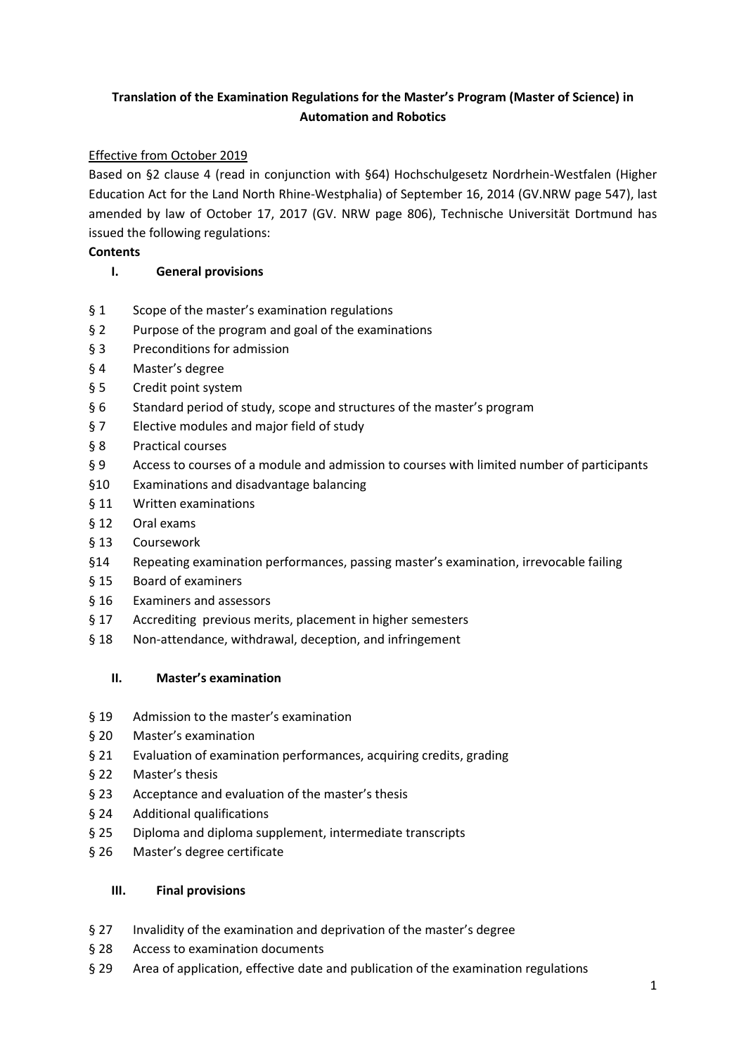**Translation of the Examination Regulations for the Master's Program (Master of Science) in Automation and Robotics**

Effective from October 2019

Based on §2 clause 4 (read in conjunction with §64) Hochschulgesetz Nordrhein-Westfalen (Higher Education Act for the Land North Rhine-Westphalia) of September 16, 2014 (GV.NRW page 547), last amended by law of October 17, 2017 (GV. NRW page 806), Technische Universität Dortmund has issued the following regulations:

**Contents**

**I. General provisions**

- § 1 Scope of the master's examination regulations
- § 2 Purpose of the program and goal of the examinations
- § 3 Preconditions for admission
- § 4 Master's degree
- § 5 Credit point system
- § 6 Standard period of study, scope and structures of the master's program
- § 7 Elective modules and major field of study
- § 8 Practical courses
- § 9 Access to courses of a module and admission to courses with limited number of participants
- §10 Examinations and disadvantage balancing
- § 11 Written examinations
- § 12 Oral exams
- § 13 Coursework
- §14 Repeating examination performances, passing master's examination, irrevocable failing
- § 15 Board of examiners
- § 16 Examiners and assessors
- § 17 Accrediting previous merits, placement in higher semesters
- § 18 Non-attendance, withdrawal, deception, and infringement

**II. Master's examination**

- § 19 Admission to the master's examination
- § 20 Master's examination
- § 21 Evaluation of examination performances, acquiring credits, grading
- § 22 Master's thesis
- § 23 Acceptance and evaluation of the master's thesis
- § 24 Additional qualifications
- § 25 Diploma and diploma supplement, intermediate transcripts
- § 26 Master's degree certificate

**III. Final provisions**

- § 27 Invalidity of the examination and deprivation of the master's degree
- § 28 Access to examination documents
- § 29 Area of application, effective date and publication of the examination regulations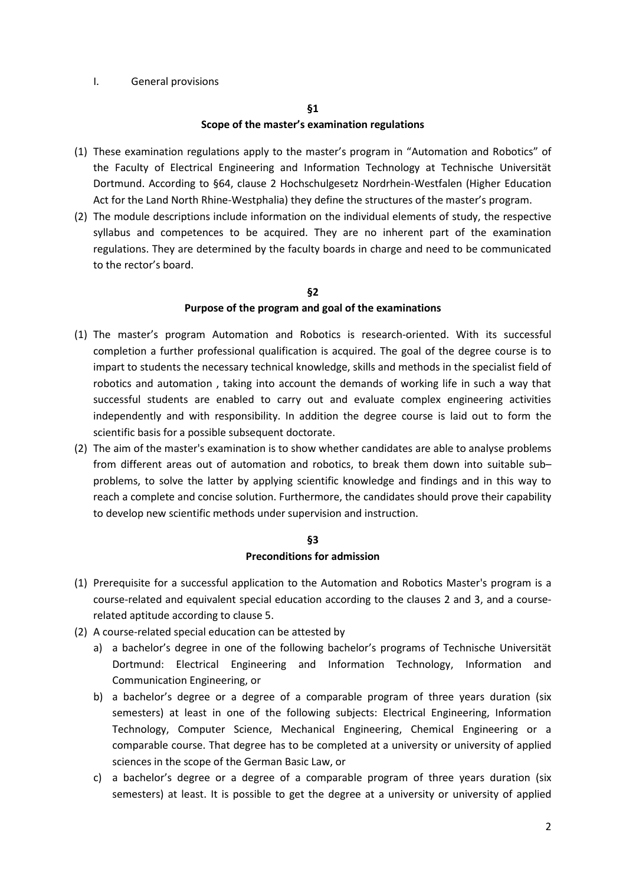I. General provisions

## §1

### Scope of the master's examination regulations

(1) These examination regulations apply to the master's program in "Automation and Robotics" of the Faculty of Electrical Engineering and Information Technology at Technische Universität Dortmund. According to §64, clause 2 Hochschulgesetz Nordrhein-Westfalen (Higher Education Act for the Land North Rhine-Westphalia) they define the structures of the master's program.

(2) The module descriptions include information on the individual elements of study, the respective syllabus and competences to be acquired. They are no inherent part of the examination regulations. They are determined by the faculty boards in charge and need to be communicated to the rector's board.

## §2

### Purpose of the program and goal of the examinations

(1) The master's program Automation and Robotics is research-oriented. With its successful completion a further professional qualification is acquired. The goal of the degree course is to impart to students the necessary technical knowledge, skills and methods in the specialist field of robotics and automation , taking into account the demands of working life in such a way that successful students are enabled to carry out and evaluate complex engineering activities independently and with responsibility. In addition the degree course is laid out to form the scientific basis for a possible subsequent doctorate.

(2) The aim of the master's examination is to show whether candidates are able to analyse problems from different areas out of automation and robotics, to break them down into suitable sub–problems, to solve the latter by applying scientific knowledge and findings and in this way to reach a complete and concise solution. Furthermore, the candidates should prove their capability to develop new scientific methods under supervision and instruction.

## §3

### Preconditions for admission

(1) Prerequisite for a successful application to the Automation and Robotics Master's program is a course-related and equivalent special education according to the clauses 2 and 3, and a course-related aptitude according to clause 5.

(2) A course-related special education can be attested by
   a) a bachelor's degree in one of the following bachelor's programs of Technische Universität Dortmund: Electrical Engineering and Information Technology, Information and Communication Engineering, or
   b) a bachelor's degree or a degree of a comparable program of three years duration (six semesters) at least in one of the following subjects: Electrical Engineering, Information Technology, Computer Science, Mechanical Engineering, Chemical Engineering or a comparable course. That degree has to be completed at a university or university of applied sciences in the scope of the German Basic Law, or
   c) a bachelor's degree or a degree of a comparable program of three years duration (six semesters) at least. It is possible to get the degree at a university or university of applied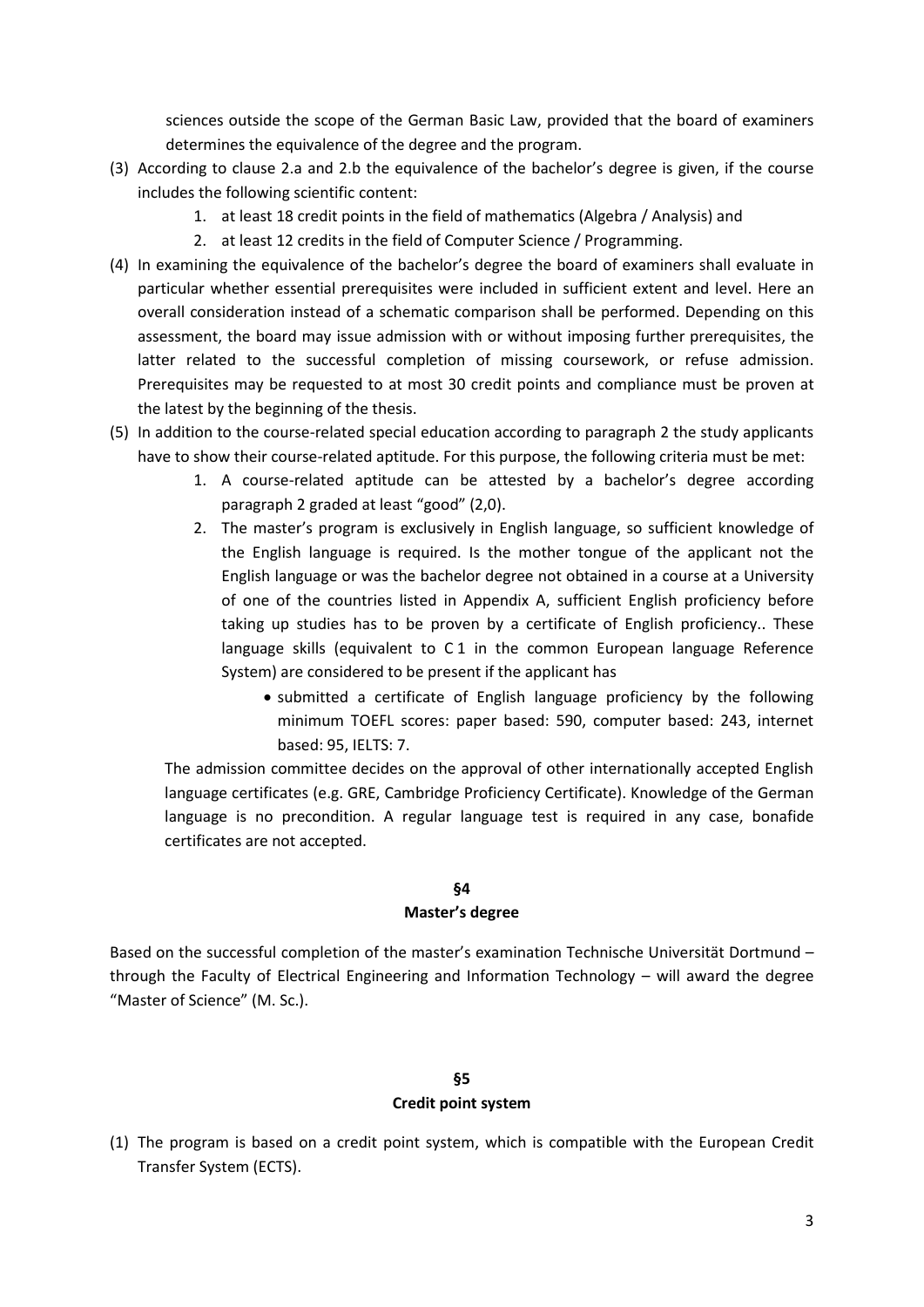sciences outside the scope of the German Basic Law, provided that the board of examiners determines the equivalence of the degree and the program.

(3) According to clause 2.a and 2.b the equivalence of the bachelor's degree is given, if the course includes the following scientific content:

1. at least 18 credit points in the field of mathematics (Algebra / Analysis) and
2. at least 12 credits in the field of Computer Science / Programming.

(4) In examining the equivalence of the bachelor's degree the board of examiners shall evaluate in particular whether essential prerequisites were included in sufficient extent and level. Here an overall consideration instead of a schematic comparison shall be performed. Depending on this assessment, the board may issue admission with or without imposing further prerequisites, the latter related to the successful completion of missing coursework, or refuse admission. Prerequisites may be requested to at most 30 credit points and compliance must be proven at the latest by the beginning of the thesis.

(5) In addition to the course-related special education according to paragraph 2 the study applicants have to show their course-related aptitude. For this purpose, the following criteria must be met:

1. A course-related aptitude can be attested by a bachelor's degree according paragraph 2 graded at least "good" (2,0).
2. The master's program is exclusively in English language, so sufficient knowledge of the English language is required. Is the mother tongue of the applicant not the English language or was the bachelor degree not obtained in a course at a University of one of the countries listed in Appendix A, sufficient English proficiency before taking up studies has to be proven by a certificate of English proficiency.. These language skills (equivalent to C 1 in the common European language Reference System) are considered to be present if the applicant has
   - submitted a certificate of English language proficiency by the following minimum TOEFL scores: paper based: 590, computer based: 243, internet based: 95, IELTS: 7.

The admission committee decides on the approval of other internationally accepted English language certificates (e.g. GRE, Cambridge Proficiency Certificate). Knowledge of the German language is no precondition. A regular language test is required in any case, bonafide certificates are not accepted.

## §4
## Master's degree

Based on the successful completion of the master's examination Technische Universität Dortmund – through the Faculty of Electrical Engineering and Information Technology – will award the degree "Master of Science" (M. Sc.).

## §5
## Credit point system

(1) The program is based on a credit point system, which is compatible with the European Credit Transfer System (ECTS).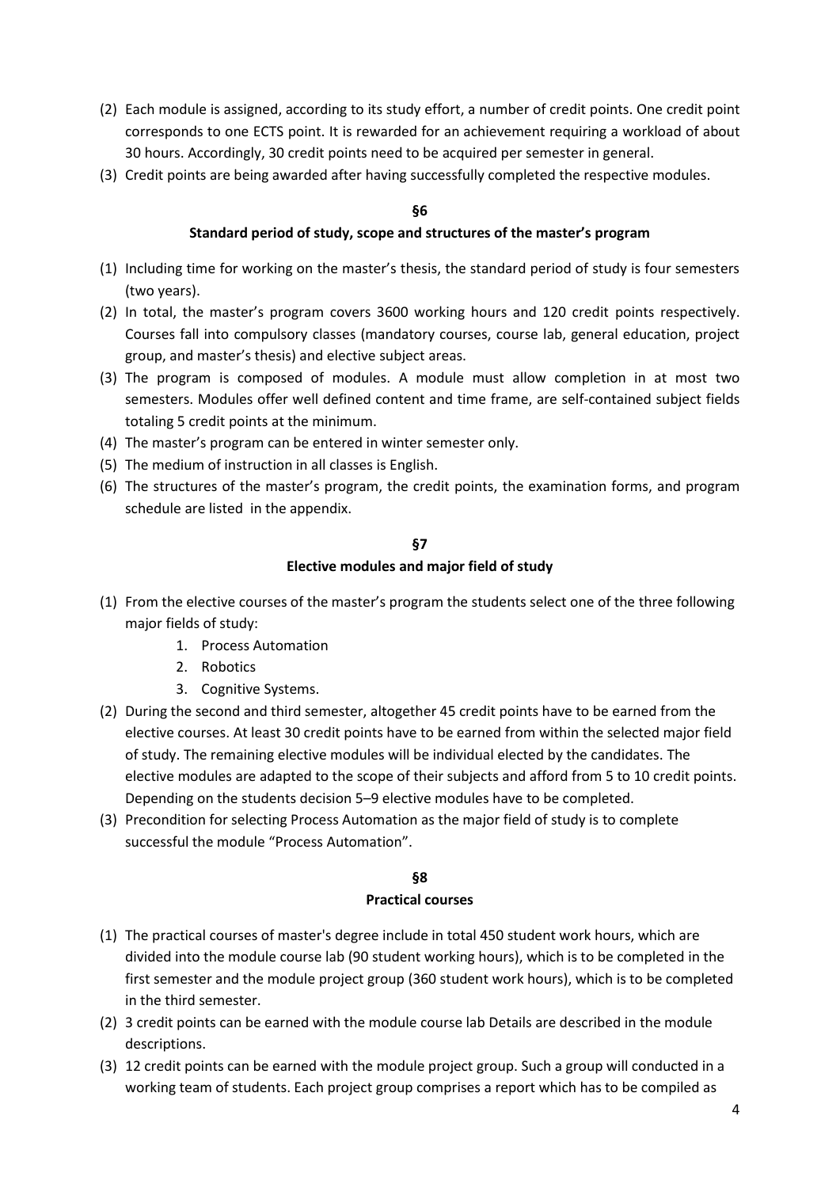(2) Each module is assigned, according to its study effort, a number of credit points. One credit point corresponds to one ECTS point. It is rewarded for an achievement requiring a workload of about 30 hours. Accordingly, 30 credit points need to be acquired per semester in general.

(3) Credit points are being awarded after having successfully completed the respective modules.

## §6

## Standard period of study, scope and structures of the master's program

(1) Including time for working on the master's thesis, the standard period of study is four semesters (two years).

(2) In total, the master's program covers 3600 working hours and 120 credit points respectively. Courses fall into compulsory classes (mandatory courses, course lab, general education, project group, and master's thesis) and elective subject areas.

(3) The program is composed of modules. A module must allow completion in at most two semesters. Modules offer well defined content and time frame, are self-contained subject fields totaling 5 credit points at the minimum.

(4) The master's program can be entered in winter semester only.

(5) The medium of instruction in all classes is English.

(6) The structures of the master's program, the credit points, the examination forms, and program schedule are listed in the appendix.

## §7

## Elective modules and major field of study

(1) From the elective courses of the master's program the students select one of the three following major fields of study:

   1. Process Automation
   2. Robotics
   3. Cognitive Systems.

(2) During the second and third semester, altogether 45 credit points have to be earned from the elective courses. At least 30 credit points have to be earned from within the selected major field of study. The remaining elective modules will be individual elected by the candidates. The elective modules are adapted to the scope of their subjects and afford from 5 to 10 credit points. Depending on the students decision 5–9 elective modules have to be completed.

(3) Precondition for selecting Process Automation as the major field of study is to complete successful the module "Process Automation".

## §8

## Practical courses

(1) The practical courses of master's degree include in total 450 student work hours, which are divided into the module course lab (90 student working hours), which is to be completed in the first semester and the module project group (360 student work hours), which is to be completed in the third semester.

(2) 3 credit points can be earned with the module course lab Details are described in the module descriptions.

(3) 12 credit points can be earned with the module project group. Such a group will conducted in a working team of students. Each project group comprises a report which has to be compiled as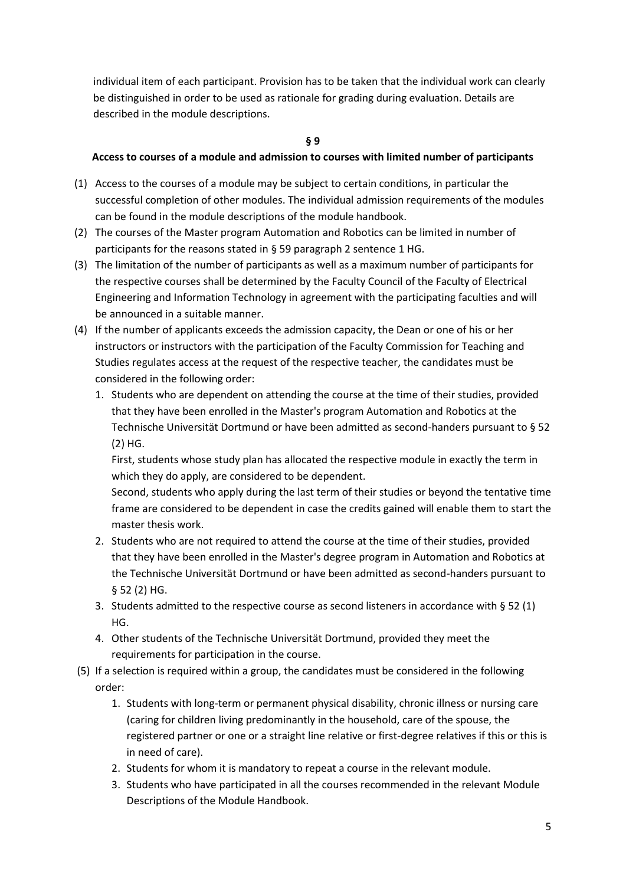individual item of each participant. Provision has to be taken that the individual work can clearly be distinguished in order to be used as rationale for grading during evaluation. Details are described in the module descriptions.

## § 9
## Access to courses of a module and admission to courses with limited number of participants

(1) Access to the courses of a module may be subject to certain conditions, in particular the successful completion of other modules. The individual admission requirements of the modules can be found in the module descriptions of the module handbook.

(2) The courses of the Master program Automation and Robotics can be limited in number of participants for the reasons stated in § 59 paragraph 2 sentence 1 HG.

(3) The limitation of the number of participants as well as a maximum number of participants for the respective courses shall be determined by the Faculty Council of the Faculty of Electrical Engineering and Information Technology in agreement with the participating faculties and will be announced in a suitable manner.

(4) If the number of applicants exceeds the admission capacity, the Dean or one of his or her instructors or instructors with the participation of the Faculty Commission for Teaching and Studies regulates access at the request of the respective teacher, the candidates must be considered in the following order:

   1. Students who are dependent on attending the course at the time of their studies, provided that they have been enrolled in the Master's program Automation and Robotics at the Technische Universität Dortmund or have been admitted as second-handers pursuant to § 52 (2) HG.
      First, students whose study plan has allocated the respective module in exactly the term in which they do apply, are considered to be dependent.
      Second, students who apply during the last term of their studies or beyond the tentative time frame are considered to be dependent in case the credits gained will enable them to start the master thesis work.
   2. Students who are not required to attend the course at the time of their studies, provided that they have been enrolled in the Master's degree program in Automation and Robotics at the Technische Universität Dortmund or have been admitted as second-handers pursuant to § 52 (2) HG.
   3. Students admitted to the respective course as second listeners in accordance with § 52 (1) HG.
   4. Other students of the Technische Universität Dortmund, provided they meet the requirements for participation in the course.

(5) If a selection is required within a group, the candidates must be considered in the following order:

   1. Students with long-term or permanent physical disability, chronic illness or nursing care (caring for children living predominantly in the household, care of the spouse, the registered partner or one or a straight line relative or first-degree relatives if this or this is in need of care).
   2. Students for whom it is mandatory to repeat a course in the relevant module.
   3. Students who have participated in all the courses recommended in the relevant Module Descriptions of the Module Handbook.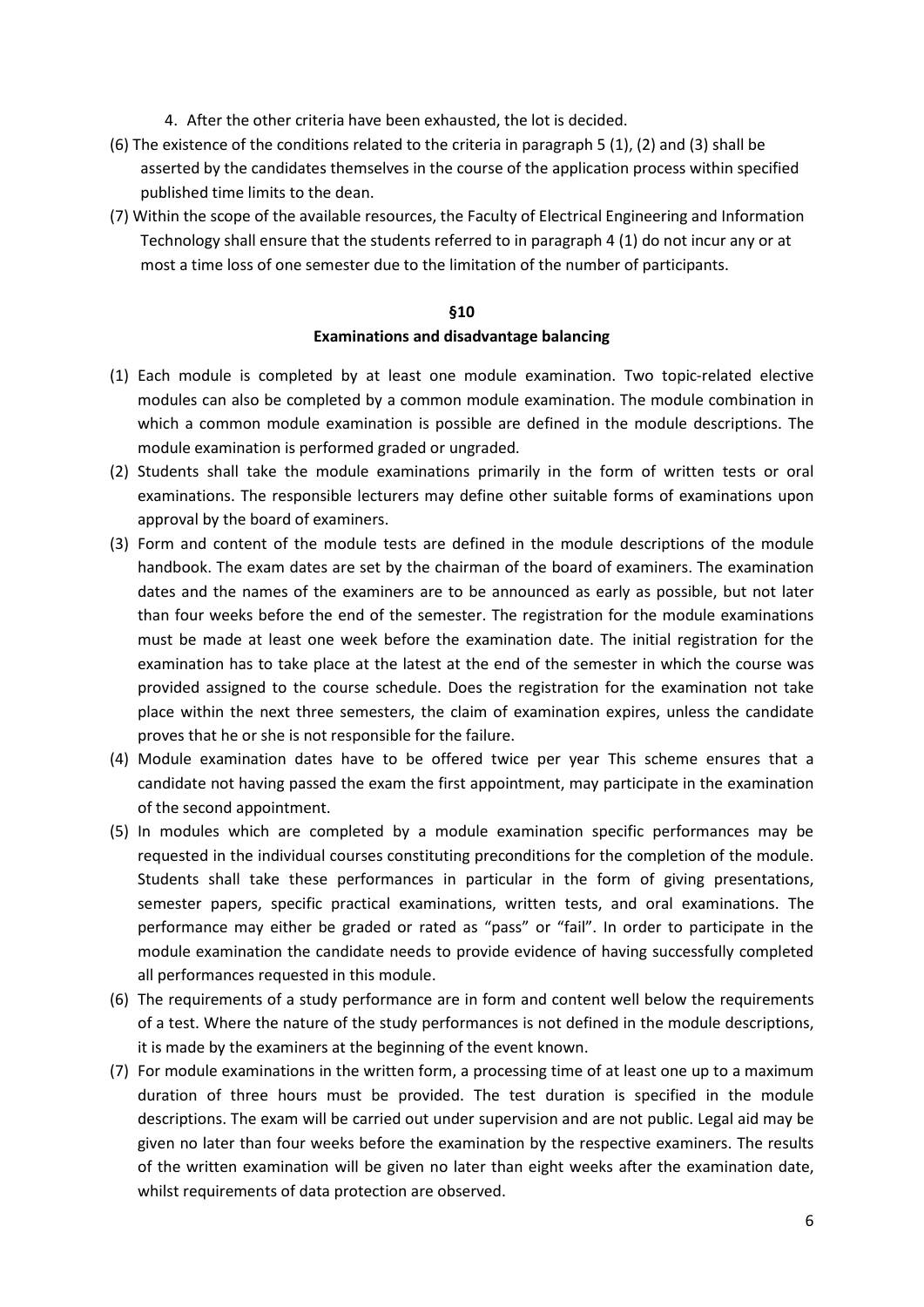4. After the other criteria have been exhausted, the lot is decided.

(6) The existence of the conditions related to the criteria in paragraph 5 (1), (2) and (3) shall be asserted by the candidates themselves in the course of the application process within specified published time limits to the dean.

(7) Within the scope of the available resources, the Faculty of Electrical Engineering and Information Technology shall ensure that the students referred to in paragraph 4 (1) do not incur any or at most a time loss of one semester due to the limitation of the number of participants.

## §10
## Examinations and disadvantage balancing

(1) Each module is completed by at least one module examination. Two topic-related elective modules can also be completed by a common module examination. The module combination in which a common module examination is possible are defined in the module descriptions. The module examination is performed graded or ungraded.

(2) Students shall take the module examinations primarily in the form of written tests or oral examinations. The responsible lecturers may define other suitable forms of examinations upon approval by the board of examiners.

(3) Form and content of the module tests are defined in the module descriptions of the module handbook. The exam dates are set by the chairman of the board of examiners. The examination dates and the names of the examiners are to be announced as early as possible, but not later than four weeks before the end of the semester. The registration for the module examinations must be made at least one week before the examination date. The initial registration for the examination has to take place at the latest at the end of the semester in which the course was provided assigned to the course schedule. Does the registration for the examination not take place within the next three semesters, the claim of examination expires, unless the candidate proves that he or she is not responsible for the failure.

(4) Module examination dates have to be offered twice per year This scheme ensures that a candidate not having passed the exam the first appointment, may participate in the examination of the second appointment.

(5) In modules which are completed by a module examination specific performances may be requested in the individual courses constituting preconditions for the completion of the module. Students shall take these performances in particular in the form of giving presentations, semester papers, specific practical examinations, written tests, and oral examinations. The performance may either be graded or rated as "pass" or "fail". In order to participate in the module examination the candidate needs to provide evidence of having successfully completed all performances requested in this module.

(6) The requirements of a study performance are in form and content well below the requirements of a test. Where the nature of the study performances is not defined in the module descriptions, it is made by the examiners at the beginning of the event known.

(7) For module examinations in the written form, a processing time of at least one up to a maximum duration of three hours must be provided. The test duration is specified in the module descriptions. The exam will be carried out under supervision and are not public. Legal aid may be given no later than four weeks before the examination by the respective examiners. The results of the written examination will be given no later than eight weeks after the examination date, whilst requirements of data protection are observed.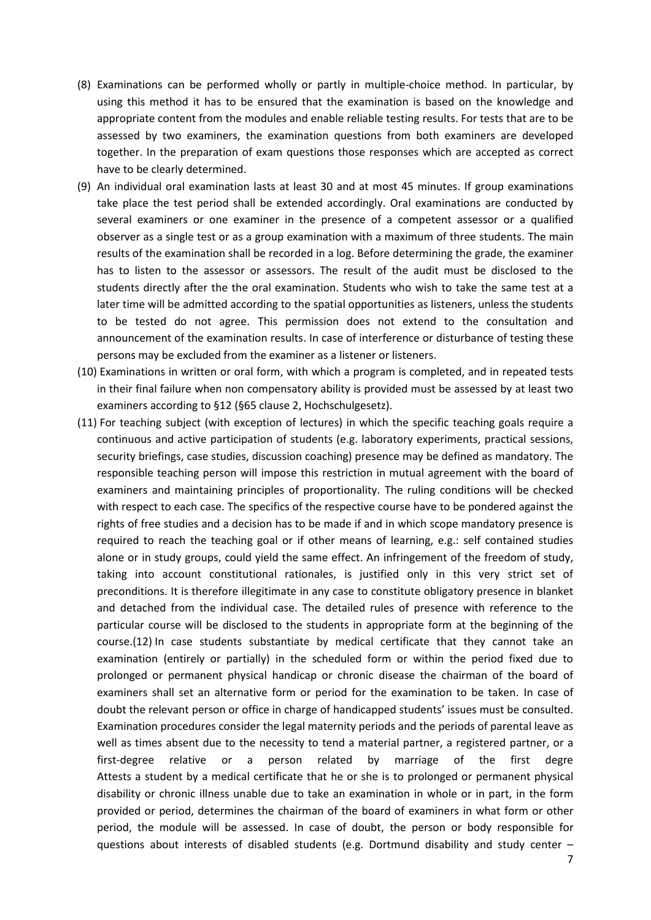(8) Examinations can be performed wholly or partly in multiple-choice method. In particular, by using this method it has to be ensured that the examination is based on the knowledge and appropriate content from the modules and enable reliable testing results. For tests that are to be assessed by two examiners, the examination questions from both examiners are developed together. In the preparation of exam questions those responses which are accepted as correct have to be clearly determined.

(9) An individual oral examination lasts at least 30 and at most 45 minutes. If group examinations take place the test period shall be extended accordingly. Oral examinations are conducted by several examiners or one examiner in the presence of a competent assessor or a qualified observer as a single test or as a group examination with a maximum of three students. The main results of the examination shall be recorded in a log. Before determining the grade, the examiner has to listen to the assessor or assessors. The result of the audit must be disclosed to the students directly after the the oral examination. Students who wish to take the same test at a later time will be admitted according to the spatial opportunities as listeners, unless the students to be tested do not agree. This permission does not extend to the consultation and announcement of the examination results. In case of interference or disturbance of testing these persons may be excluded from the examiner as a listener or listeners.

(10) Examinations in written or oral form, with which a program is completed, and in repeated tests in their final failure when non compensatory ability is provided must be assessed by at least two examiners according to §12 (§65 clause 2, Hochschulgesetz).

(11) For teaching subject (with exception of lectures) in which the specific teaching goals require a continuous and active participation of students (e.g. laboratory experiments, practical sessions, security briefings, case studies, discussion coaching) presence may be defined as mandatory. The responsible teaching person will impose this restriction in mutual agreement with the board of examiners and maintaining principles of proportionality. The ruling conditions will be checked with respect to each case. The specifics of the respective course have to be pondered against the rights of free studies and a decision has to be made if and in which scope mandatory presence is required to reach the teaching goal or if other means of learning, e.g.: self contained studies alone or in study groups, could yield the same effect. An infringement of the freedom of study, taking into account constitutional rationales, is justified only in this very strict set of preconditions. It is therefore illegitimate in any case to constitute obligatory presence in blanket and detached from the individual case. The detailed rules of presence with reference to the particular course will be disclosed to the students in appropriate form at the beginning of the course.(12) In case students substantiate by medical certificate that they cannot take an examination (entirely or partially) in the scheduled form or within the period fixed due to prolonged or permanent physical handicap or chronic disease the chairman of the board of examiners shall set an alternative form or period for the examination to be taken. In case of doubt the relevant person or office in charge of handicapped students' issues must be consulted. Examination procedures consider the legal maternity periods and the periods of parental leave as well as times absent due to the necessity to tend a material partner, a registered partner, or a first-degree relative or a person related by marriage of the first degre Attests a student by a medical certificate that he or she is to prolonged or permanent physical disability or chronic illness unable due to take an examination in whole or in part, in the form provided or period, determines the chairman of the board of examiners in what form or other period, the module will be assessed. In case of doubt, the person or body responsible for questions about interests of disabled students (e.g. Dortmund disability and study center –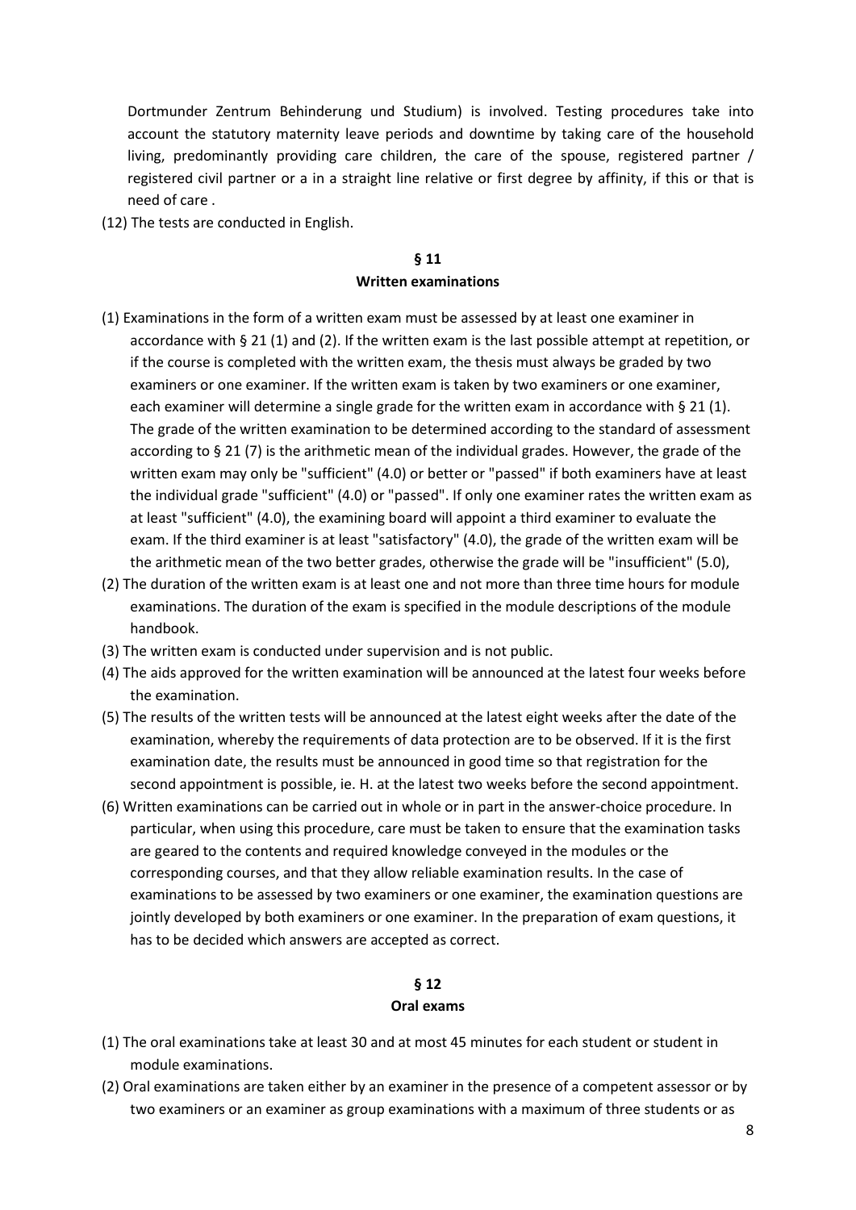Dortmunder Zentrum Behinderung und Studium) is involved. Testing procedures take into account the statutory maternity leave periods and downtime by taking care of the household living, predominantly providing care children, the care of the spouse, registered partner / registered civil partner or a in a straight line relative or first degree by affinity, if this or that is need of care .

(12) The tests are conducted in English.

## § 11
## Written examinations

(1) Examinations in the form of a written exam must be assessed by at least one examiner in accordance with § 21 (1) and (2). If the written exam is the last possible attempt at repetition, or if the course is completed with the written exam, the thesis must always be graded by two examiners or one examiner. If the written exam is taken by two examiners or one examiner, each examiner will determine a single grade for the written exam in accordance with § 21 (1). The grade of the written examination to be determined according to the standard of assessment according to § 21 (7) is the arithmetic mean of the individual grades. However, the grade of the written exam may only be "sufficient" (4.0) or better or "passed" if both examiners have at least the individual grade "sufficient" (4.0) or "passed". If only one examiner rates the written exam as at least "sufficient" (4.0), the examining board will appoint a third examiner to evaluate the exam. If the third examiner is at least "satisfactory" (4.0), the grade of the written exam will be the arithmetic mean of the two better grades, otherwise the grade will be "insufficient" (5.0),

(2) The duration of the written exam is at least one and not more than three time hours for module examinations. The duration of the exam is specified in the module descriptions of the module handbook.

(3) The written exam is conducted under supervision and is not public.

(4) The aids approved for the written examination will be announced at the latest four weeks before the examination.

(5) The results of the written tests will be announced at the latest eight weeks after the date of the examination, whereby the requirements of data protection are to be observed. If it is the first examination date, the results must be announced in good time so that registration for the second appointment is possible, ie. H. at the latest two weeks before the second appointment.

(6) Written examinations can be carried out in whole or in part in the answer-choice procedure. In particular, when using this procedure, care must be taken to ensure that the examination tasks are geared to the contents and required knowledge conveyed in the modules or the corresponding courses, and that they allow reliable examination results. In the case of examinations to be assessed by two examiners or one examiner, the examination questions are jointly developed by both examiners or one examiner. In the preparation of exam questions, it has to be decided which answers are accepted as correct.

## § 12
## Oral exams

(1) The oral examinations take at least 30 and at most 45 minutes for each student or student in module examinations.

(2) Oral examinations are taken either by an examiner in the presence of a competent assessor or by two examiners or an examiner as group examinations with a maximum of three students or as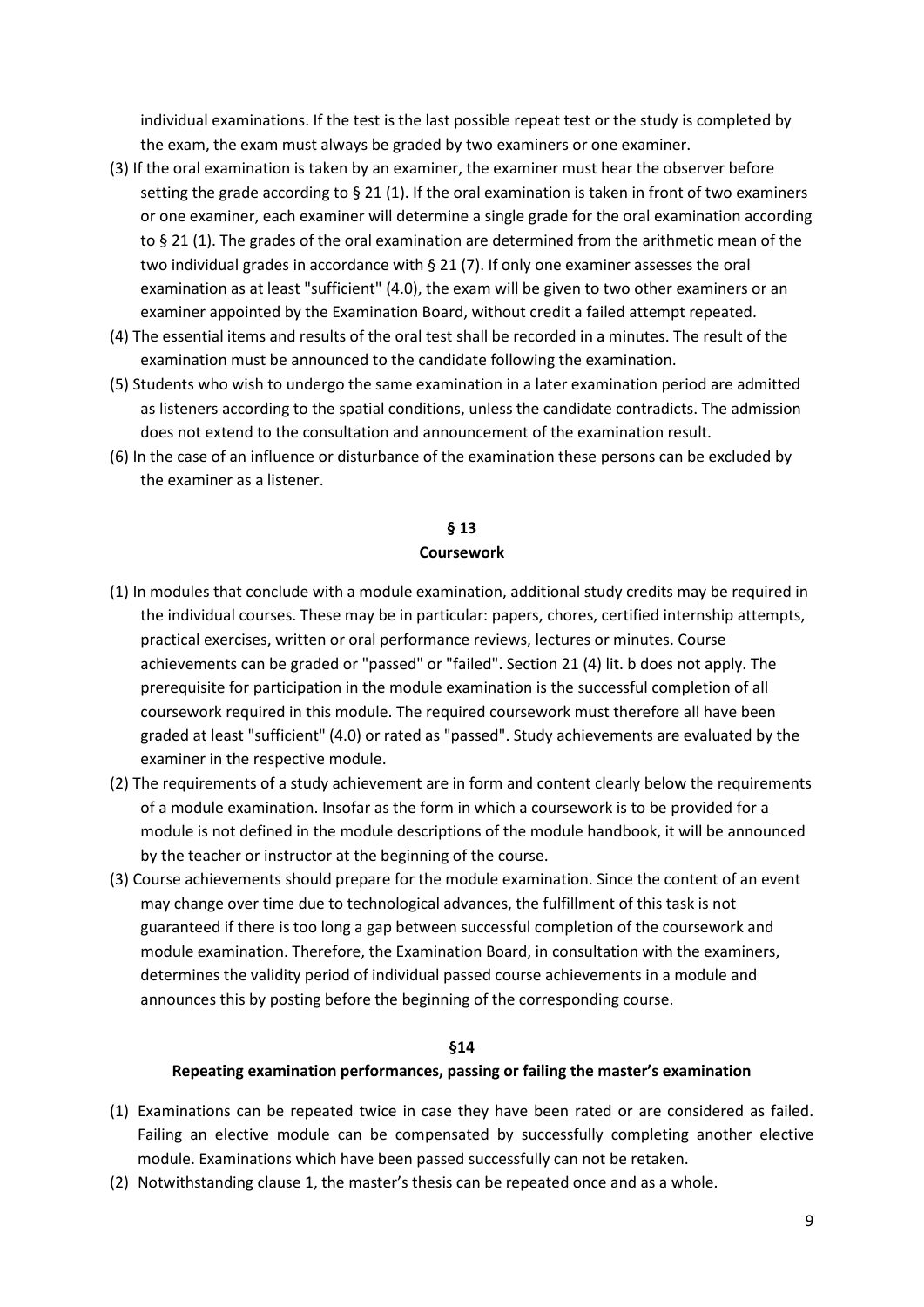individual examinations. If the test is the last possible repeat test or the study is completed by the exam, the exam must always be graded by two examiners or one examiner.

(3) If the oral examination is taken by an examiner, the examiner must hear the observer before setting the grade according to § 21 (1). If the oral examination is taken in front of two examiners or one examiner, each examiner will determine a single grade for the oral examination according to § 21 (1). The grades of the oral examination are determined from the arithmetic mean of the two individual grades in accordance with § 21 (7). If only one examiner assesses the oral examination as at least "sufficient" (4.0), the exam will be given to two other examiners or an examiner appointed by the Examination Board, without credit a failed attempt repeated.

(4) The essential items and results of the oral test shall be recorded in a minutes. The result of the examination must be announced to the candidate following the examination.

(5) Students who wish to undergo the same examination in a later examination period are admitted as listeners according to the spatial conditions, unless the candidate contradicts. The admission does not extend to the consultation and announcement of the examination result.

(6) In the case of an influence or disturbance of the examination these persons can be excluded by the examiner as a listener.

## § 13
## Coursework

(1) In modules that conclude with a module examination, additional study credits may be required in the individual courses. These may be in particular: papers, chores, certified internship attempts, practical exercises, written or oral performance reviews, lectures or minutes. Course achievements can be graded or "passed" or "failed". Section 21 (4) lit. b does not apply. The prerequisite for participation in the module examination is the successful completion of all coursework required in this module. The required coursework must therefore all have been graded at least "sufficient" (4.0) or rated as "passed". Study achievements are evaluated by the examiner in the respective module.

(2) The requirements of a study achievement are in form and content clearly below the requirements of a module examination. Insofar as the form in which a coursework is to be provided for a module is not defined in the module descriptions of the module handbook, it will be announced by the teacher or instructor at the beginning of the course.

(3) Course achievements should prepare for the module examination. Since the content of an event may change over time due to technological advances, the fulfillment of this task is not guaranteed if there is too long a gap between successful completion of the coursework and module examination. Therefore, the Examination Board, in consultation with the examiners, determines the validity period of individual passed course achievements in a module and announces this by posting before the beginning of the corresponding course.

## §14
## Repeating examination performances, passing or failing the master's examination

(1) Examinations can be repeated twice in case they have been rated or are considered as failed. Failing an elective module can be compensated by successfully completing another elective module. Examinations which have been passed successfully can not be retaken.

(2) Notwithstanding clause 1, the master's thesis can be repeated once and as a whole.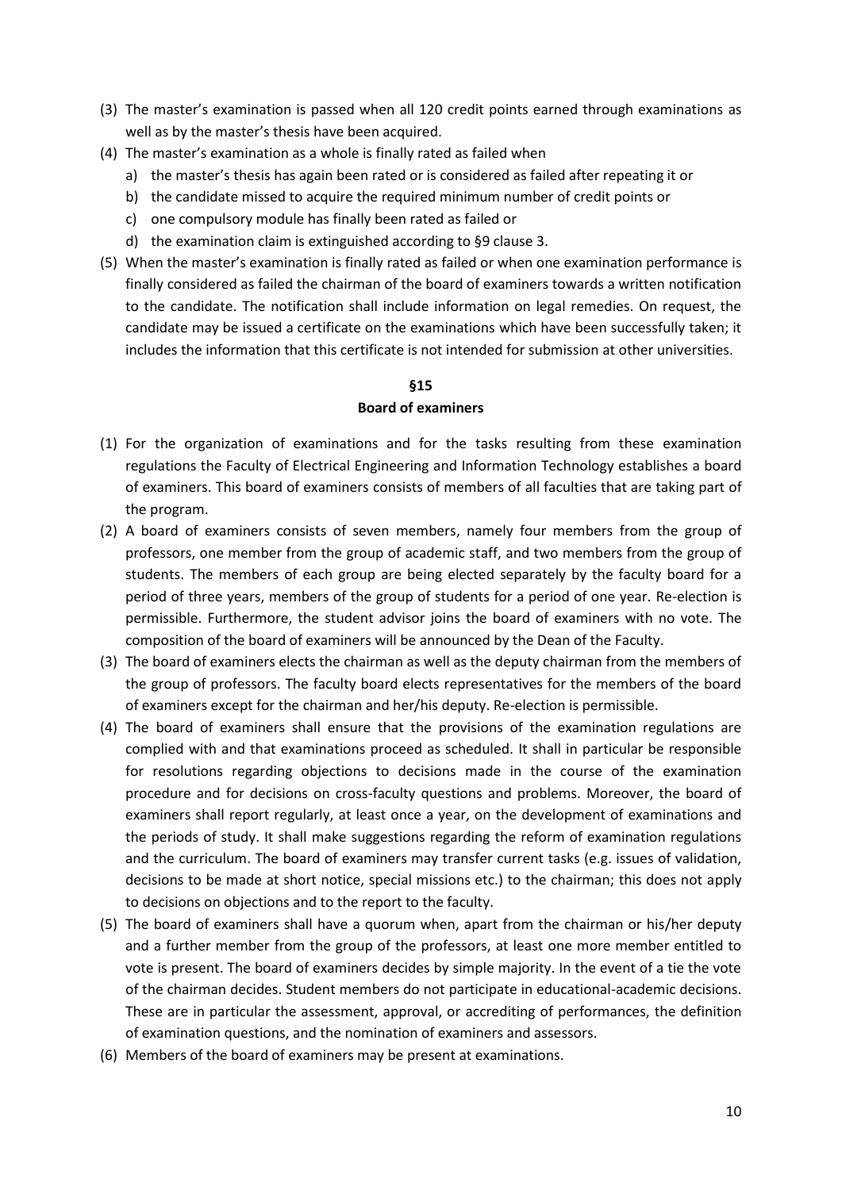(3) The master's examination is passed when all 120 credit points earned through examinations as well as by the master's thesis have been acquired.

(4) The master's examination as a whole is finally rated as failed when

   a) the master's thesis has again been rated or is considered as failed after repeating it or
   b) the candidate missed to acquire the required minimum number of credit points or
   c) one compulsory module has finally been rated as failed or
   d) the examination claim is extinguished according to §9 clause 3.

(5) When the master's examination is finally rated as failed or when one examination performance is finally considered as failed the chairman of the board of examiners towards a written notification to the candidate. The notification shall include information on legal remedies. On request, the candidate may be issued a certificate on the examinations which have been successfully taken; it includes the information that this certificate is not intended for submission at other universities.

## §15
## Board of examiners

(1) For the organization of examinations and for the tasks resulting from these examination regulations the Faculty of Electrical Engineering and Information Technology establishes a board of examiners. This board of examiners consists of members of all faculties that are taking part of the program.

(2) A board of examiners consists of seven members, namely four members from the group of professors, one member from the group of academic staff, and two members from the group of students. The members of each group are being elected separately by the faculty board for a period of three years, members of the group of students for a period of one year. Re-election is permissible. Furthermore, the student advisor joins the board of examiners with no vote. The composition of the board of examiners will be announced by the Dean of the Faculty.

(3) The board of examiners elects the chairman as well as the deputy chairman from the members of the group of professors. The faculty board elects representatives for the members of the board of examiners except for the chairman and her/his deputy. Re-election is permissible.

(4) The board of examiners shall ensure that the provisions of the examination regulations are complied with and that examinations proceed as scheduled. It shall in particular be responsible for resolutions regarding objections to decisions made in the course of the examination procedure and for decisions on cross-faculty questions and problems. Moreover, the board of examiners shall report regularly, at least once a year, on the development of examinations and the periods of study. It shall make suggestions regarding the reform of examination regulations and the curriculum. The board of examiners may transfer current tasks (e.g. issues of validation, decisions to be made at short notice, special missions etc.) to the chairman; this does not apply to decisions on objections and to the report to the faculty.

(5) The board of examiners shall have a quorum when, apart from the chairman or his/her deputy and a further member from the group of the professors, at least one more member entitled to vote is present. The board of examiners decides by simple majority. In the event of a tie the vote of the chairman decides. Student members do not participate in educational-academic decisions. These are in particular the assessment, approval, or accrediting of performances, the definition of examination questions, and the nomination of examiners and assessors.

(6) Members of the board of examiners may be present at examinations.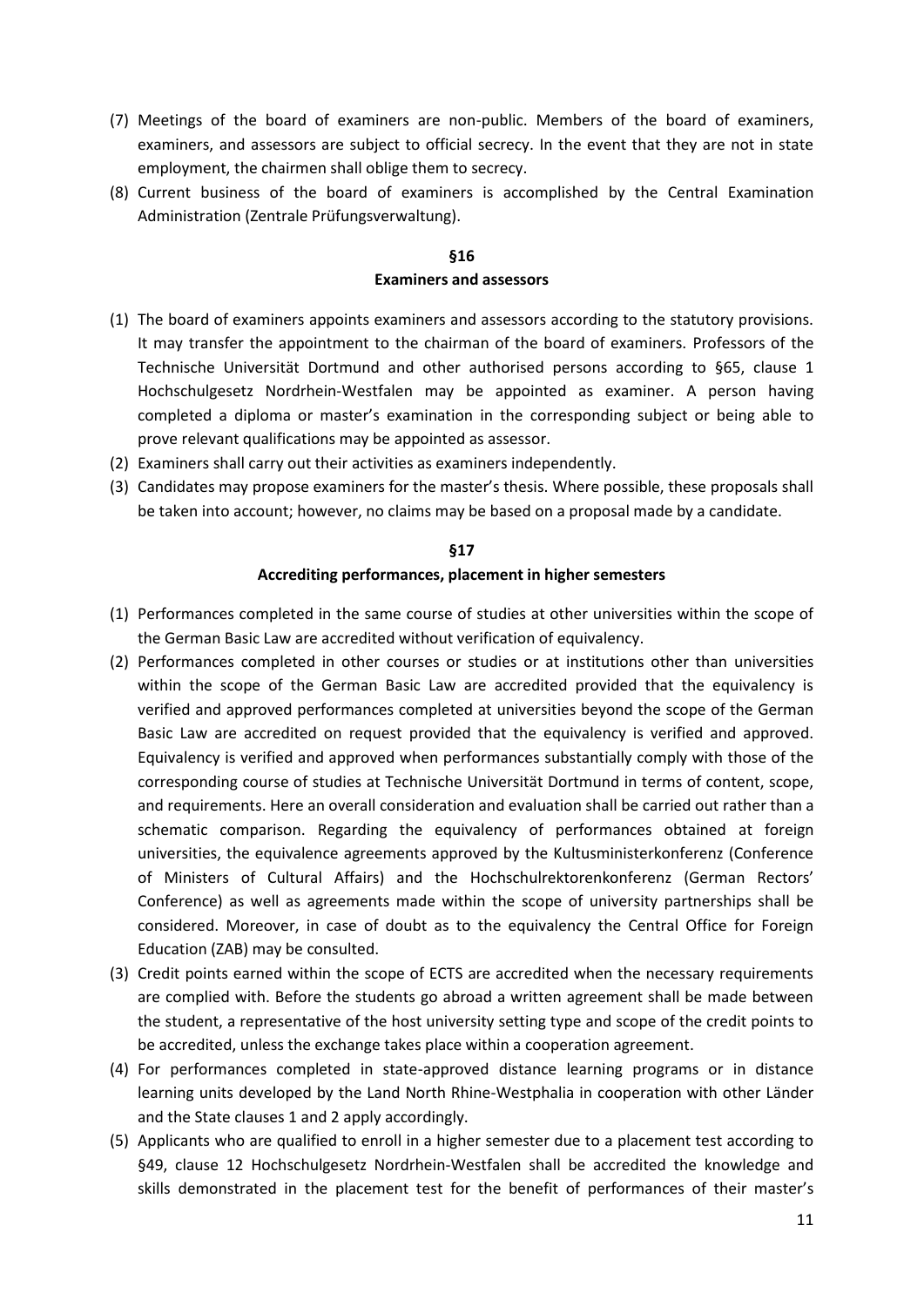(7) Meetings of the board of examiners are non-public. Members of the board of examiners, examiners, and assessors are subject to official secrecy. In the event that they are not in state employment, the chairmen shall oblige them to secrecy.

(8) Current business of the board of examiners is accomplished by the Central Examination Administration (Zentrale Prüfungsverwaltung).

## §16

### Examiners and assessors

(1) The board of examiners appoints examiners and assessors according to the statutory provisions. It may transfer the appointment to the chairman of the board of examiners. Professors of the Technische Universität Dortmund and other authorised persons according to §65, clause 1 Hochschulgesetz Nordrhein-Westfalen may be appointed as examiner. A person having completed a diploma or master's examination in the corresponding subject or being able to prove relevant qualifications may be appointed as assessor.

(2) Examiners shall carry out their activities as examiners independently.

(3) Candidates may propose examiners for the master's thesis. Where possible, these proposals shall be taken into account; however, no claims may be based on a proposal made by a candidate.

## §17

### Accrediting performances, placement in higher semesters

(1) Performances completed in the same course of studies at other universities within the scope of the German Basic Law are accredited without verification of equivalency.

(2) Performances completed in other courses or studies or at institutions other than universities within the scope of the German Basic Law are accredited provided that the equivalency is verified and approved performances completed at universities beyond the scope of the German Basic Law are accredited on request provided that the equivalency is verified and approved. Equivalency is verified and approved when performances substantially comply with those of the corresponding course of studies at Technische Universität Dortmund in terms of content, scope, and requirements. Here an overall consideration and evaluation shall be carried out rather than a schematic comparison. Regarding the equivalency of performances obtained at foreign universities, the equivalence agreements approved by the Kultusministerkonferenz (Conference of Ministers of Cultural Affairs) and the Hochschulrektorenkonferenz (German Rectors' Conference) as well as agreements made within the scope of university partnerships shall be considered. Moreover, in case of doubt as to the equivalency the Central Office for Foreign Education (ZAB) may be consulted.

(3) Credit points earned within the scope of ECTS are accredited when the necessary requirements are complied with. Before the students go abroad a written agreement shall be made between the student, a representative of the host university setting type and scope of the credit points to be accredited, unless the exchange takes place within a cooperation agreement.

(4) For performances completed in state-approved distance learning programs or in distance learning units developed by the Land North Rhine-Westphalia in cooperation with other Länder and the State clauses 1 and 2 apply accordingly.

(5) Applicants who are qualified to enroll in a higher semester due to a placement test according to §49, clause 12 Hochschulgesetz Nordrhein-Westfalen shall be accredited the knowledge and skills demonstrated in the placement test for the benefit of performances of their master's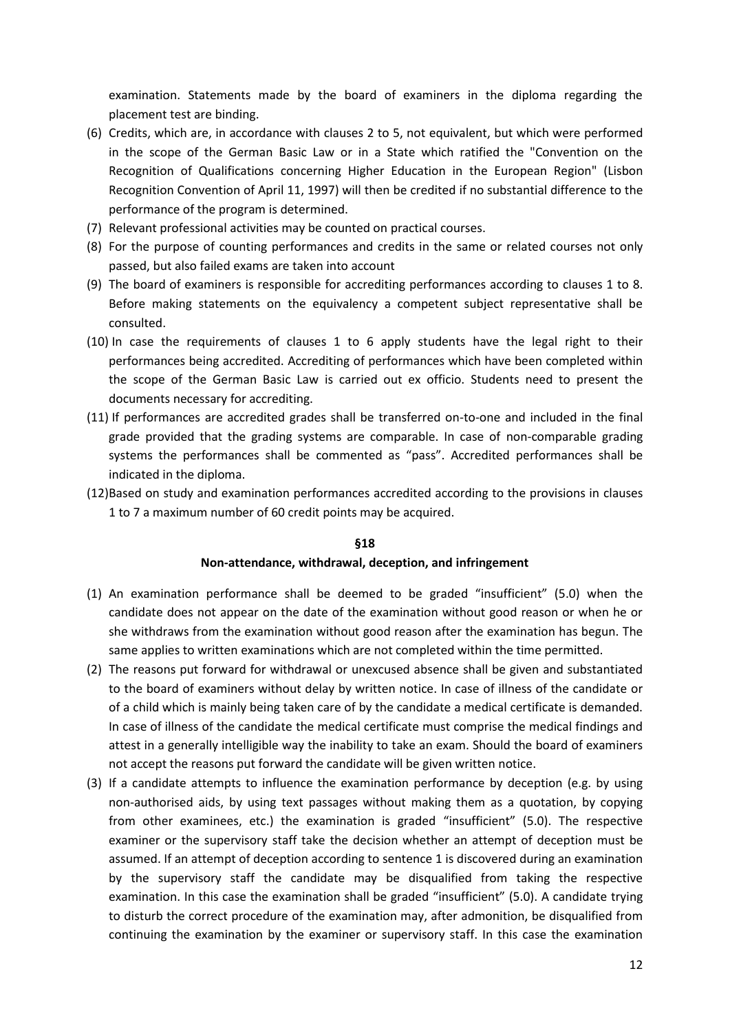examination. Statements made by the board of examiners in the diploma regarding the placement test are binding.

(6) Credits, which are, in accordance with clauses 2 to 5, not equivalent, but which were performed in the scope of the German Basic Law or in a State which ratified the "Convention on the Recognition of Qualifications concerning Higher Education in the European Region" (Lisbon Recognition Convention of April 11, 1997) will then be credited if no substantial difference to the performance of the program is determined.

(7) Relevant professional activities may be counted on practical courses.

(8) For the purpose of counting performances and credits in the same or related courses not only passed, but also failed exams are taken into account

(9) The board of examiners is responsible for accrediting performances according to clauses 1 to 8. Before making statements on the equivalency a competent subject representative shall be consulted.

(10) In case the requirements of clauses 1 to 6 apply students have the legal right to their performances being accredited. Accrediting of performances which have been completed within the scope of the German Basic Law is carried out ex officio. Students need to present the documents necessary for accrediting.

(11) If performances are accredited grades shall be transferred on-to-one and included in the final grade provided that the grading systems are comparable. In case of non-comparable grading systems the performances shall be commented as "pass". Accredited performances shall be indicated in the diploma.

(12) Based on study and examination performances accredited according to the provisions in clauses 1 to 7 a maximum number of 60 credit points may be acquired.

## §18

## Non-attendance, withdrawal, deception, and infringement

(1) An examination performance shall be deemed to be graded "insufficient" (5.0) when the candidate does not appear on the date of the examination without good reason or when he or she withdraws from the examination without good reason after the examination has begun. The same applies to written examinations which are not completed within the time permitted.

(2) The reasons put forward for withdrawal or unexcused absence shall be given and substantiated to the board of examiners without delay by written notice. In case of illness of the candidate or of a child which is mainly being taken care of by the candidate a medical certificate is demanded. In case of illness of the candidate the medical certificate must comprise the medical findings and attest in a generally intelligible way the inability to take an exam. Should the board of examiners not accept the reasons put forward the candidate will be given written notice.

(3) If a candidate attempts to influence the examination performance by deception (e.g. by using non-authorised aids, by using text passages without making them as a quotation, by copying from other examinees, etc.) the examination is graded "insufficient" (5.0). The respective examiner or the supervisory staff take the decision whether an attempt of deception must be assumed. If an attempt of deception according to sentence 1 is discovered during an examination by the supervisory staff the candidate may be disqualified from taking the respective examination. In this case the examination shall be graded "insufficient" (5.0). A candidate trying to disturb the correct procedure of the examination may, after admonition, be disqualified from continuing the examination by the examiner or supervisory staff. In this case the examination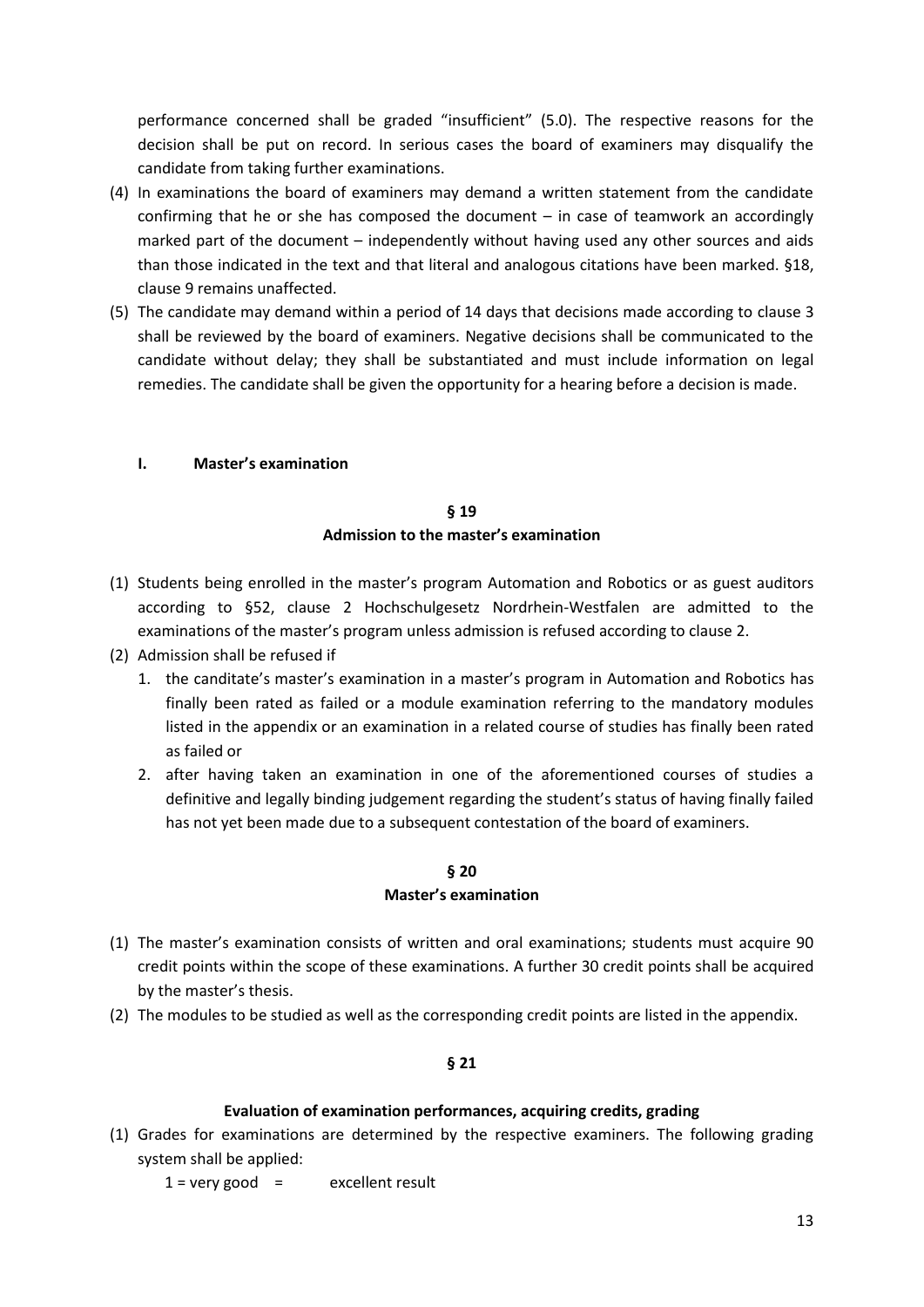performance concerned shall be graded "insufficient" (5.0). The respective reasons for the decision shall be put on record. In serious cases the board of examiners may disqualify the candidate from taking further examinations.

(4) In examinations the board of examiners may demand a written statement from the candidate confirming that he or she has composed the document – in case of teamwork an accordingly marked part of the document – independently without having used any other sources and aids than those indicated in the text and that literal and analogous citations have been marked. §18, clause 9 remains unaffected.

(5) The candidate may demand within a period of 14 days that decisions made according to clause 3 shall be reviewed by the board of examiners. Negative decisions shall be communicated to the candidate without delay; they shall be substantiated and must include information on legal remedies. The candidate shall be given the opportunity for a hearing before a decision is made.

## I. Master's examination

### § 19
### Admission to the master's examination

(1) Students being enrolled in the master's program Automation and Robotics or as guest auditors according to §52, clause 2 Hochschulgesetz Nordrhein-Westfalen are admitted to the examinations of the master's program unless admission is refused according to clause 2.

(2) Admission shall be refused if

1. the canditate's master's examination in a master's program in Automation and Robotics has finally been rated as failed or a module examination referring to the mandatory modules listed in the appendix or an examination in a related course of studies has finally been rated as failed or
2. after having taken an examination in one of the aforementioned courses of studies a definitive and legally binding judgement regarding the student's status of having finally failed has not yet been made due to a subsequent contestation of the board of examiners.

### § 20
### Master's examination

(1) The master's examination consists of written and oral examinations; students must acquire 90 credit points within the scope of these examinations. A further 30 credit points shall be acquired by the master's thesis.

(2) The modules to be studied as well as the corresponding credit points are listed in the appendix.

### § 21

### Evaluation of examination performances, acquiring credits, grading

(1) Grades for examinations are determined by the respective examiners. The following grading system shall be applied:

1 = very good = excellent result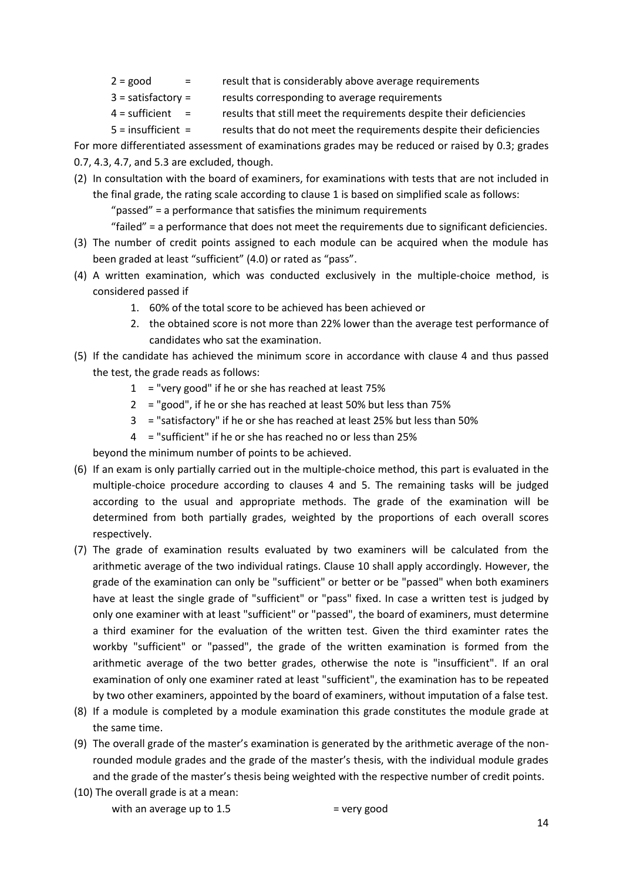2 = good = result that is considerably above average requirements

3 = satisfactory = results corresponding to average requirements

4 = sufficient = results that still meet the requirements despite their deficiencies

5 = insufficient = results that do not meet the requirements despite their deficiencies

For more differentiated assessment of examinations grades may be reduced or raised by 0.3; grades 0.7, 4.3, 4.7, and 5.3 are excluded, though.

(2) In consultation with the board of examiners, for examinations with tests that are not included in the final grade, the rating scale according to clause 1 is based on simplified scale as follows:

"passed" = a performance that satisfies the minimum requirements

"failed" = a performance that does not meet the requirements due to significant deficiencies.

(3) The number of credit points assigned to each module can be acquired when the module has been graded at least "sufficient" (4.0) or rated as "pass".

(4) A written examination, which was conducted exclusively in the multiple-choice method, is considered passed if

1. 60% of the total score to be achieved has been achieved or
2. the obtained score is not more than 22% lower than the average test performance of candidates who sat the examination.

(5) If the candidate has achieved the minimum score in accordance with clause 4 and thus passed the test, the grade reads as follows:

1 = "very good" if he or she has reached at least 75%

2 = "good", if he or she has reached at least 50% but less than 75%

3 = "satisfactory" if he or she has reached at least 25% but less than 50%

4 = "sufficient" if he or she has reached no or less than 25%

beyond the minimum number of points to be achieved.

(6) If an exam is only partially carried out in the multiple-choice method, this part is evaluated in the multiple-choice procedure according to clauses 4 and 5. The remaining tasks will be judged according to the usual and appropriate methods. The grade of the examination will be determined from both partially grades, weighted by the proportions of each overall scores respectively.

(7) The grade of examination results evaluated by two examiners will be calculated from the arithmetic average of the two individual ratings. Clause 10 shall apply accordingly. However, the grade of the examination can only be "sufficient" or better or be "passed" when both examiners have at least the single grade of "sufficient" or "pass" fixed. In case a written test is judged by only one examiner with at least "sufficient" or "passed", the board of examiners, must determine a third examiner for the evaluation of the written test. Given the third examinter rates the workby "sufficient" or "passed", the grade of the written examination is formed from the arithmetic average of the two better grades, otherwise the note is "insufficient". If an oral examination of only one examiner rated at least "sufficient", the examination has to be repeated by two other examiners, appointed by the board of examiners, without imputation of a false test.

(8) If a module is completed by a module examination this grade constitutes the module grade at the same time.

(9) The overall grade of the master's examination is generated by the arithmetic average of the non-rounded module grades and the grade of the master's thesis, with the individual module grades and the grade of the master's thesis being weighted with the respective number of credit points.

(10) The overall grade is at a mean:

with an average up to 1.5 = very good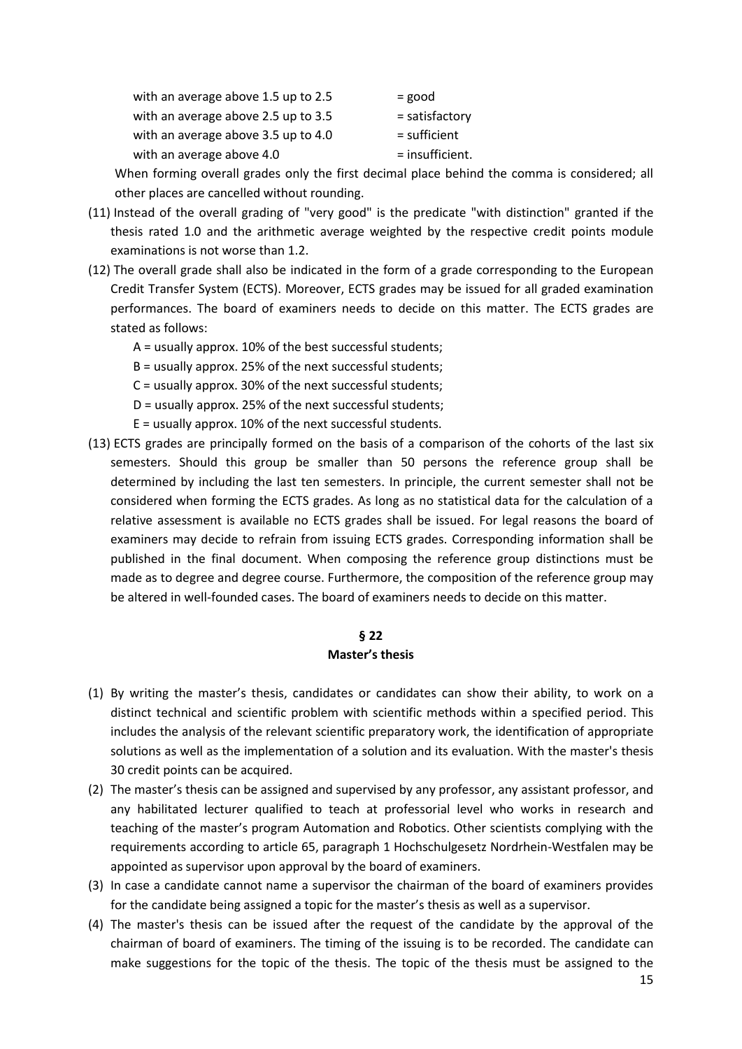with an average above 1.5 up to 2.5 = good
with an average above 2.5 up to 3.5 = satisfactory
with an average above 3.5 up to 4.0 = sufficient
with an average above 4.0 = insufficient.

When forming overall grades only the first decimal place behind the comma is considered; all other places are cancelled without rounding.

(11) Instead of the overall grading of "very good" is the predicate "with distinction" granted if the thesis rated 1.0 and the arithmetic average weighted by the respective credit points module examinations is not worse than 1.2.

(12) The overall grade shall also be indicated in the form of a grade corresponding to the European Credit Transfer System (ECTS). Moreover, ECTS grades may be issued for all graded examination performances. The board of examiners needs to decide on this matter. The ECTS grades are stated as follows:

A = usually approx. 10% of the best successful students;
B = usually approx. 25% of the next successful students;
C = usually approx. 30% of the next successful students;
D = usually approx. 25% of the next successful students;
E = usually approx. 10% of the next successful students.

(13) ECTS grades are principally formed on the basis of a comparison of the cohorts of the last six semesters. Should this group be smaller than 50 persons the reference group shall be determined by including the last ten semesters. In principle, the current semester shall not be considered when forming the ECTS grades. As long as no statistical data for the calculation of a relative assessment is available no ECTS grades shall be issued. For legal reasons the board of examiners may decide to refrain from issuing ECTS grades. Corresponding information shall be published in the final document. When composing the reference group distinctions must be made as to degree and degree course. Furthermore, the composition of the reference group may be altered in well-founded cases. The board of examiners needs to decide on this matter.

## § 22
## Master's thesis

(1) By writing the master's thesis, candidates or candidates can show their ability, to work on a distinct technical and scientific problem with scientific methods within a specified period. This includes the analysis of the relevant scientific preparatory work, the identification of appropriate solutions as well as the implementation of a solution and its evaluation. With the master's thesis 30 credit points can be acquired.

(2) The master's thesis can be assigned and supervised by any professor, any assistant professor, and any habilitated lecturer qualified to teach at professorial level who works in research and teaching of the master's program Automation and Robotics. Other scientists complying with the requirements according to article 65, paragraph 1 Hochschulgesetz Nordrhein-Westfalen may be appointed as supervisor upon approval by the board of examiners.

(3) In case a candidate cannot name a supervisor the chairman of the board of examiners provides for the candidate being assigned a topic for the master's thesis as well as a supervisor.

(4) The master's thesis can be issued after the request of the candidate by the approval of the chairman of board of examiners. The timing of the issuing is to be recorded. The candidate can make suggestions for the topic of the thesis. The topic of the thesis must be assigned to the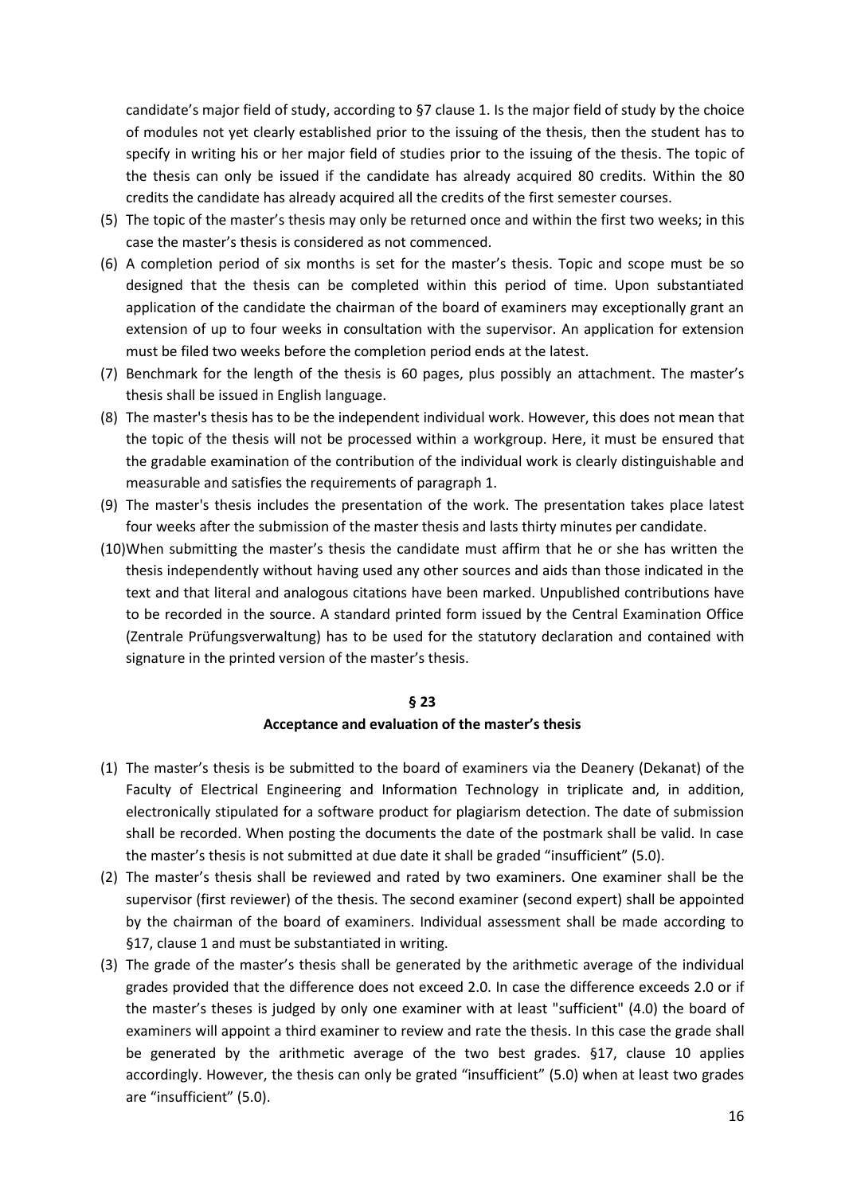candidate's major field of study, according to §7 clause 1. Is the major field of study by the choice of modules not yet clearly established prior to the issuing of the thesis, then the student has to specify in writing his or her major field of studies prior to the issuing of the thesis. The topic of the thesis can only be issued if the candidate has already acquired 80 credits. Within the 80 credits the candidate has already acquired all the credits of the first semester courses.

(5) The topic of the master's thesis may only be returned once and within the first two weeks; in this case the master's thesis is considered as not commenced.

(6) A completion period of six months is set for the master's thesis. Topic and scope must be so designed that the thesis can be completed within this period of time. Upon substantiated application of the candidate the chairman of the board of examiners may exceptionally grant an extension of up to four weeks in consultation with the supervisor. An application for extension must be filed two weeks before the completion period ends at the latest.

(7) Benchmark for the length of the thesis is 60 pages, plus possibly an attachment. The master's thesis shall be issued in English language.

(8) The master's thesis has to be the independent individual work. However, this does not mean that the topic of the thesis will not be processed within a workgroup. Here, it must be ensured that the gradable examination of the contribution of the individual work is clearly distinguishable and measurable and satisfies the requirements of paragraph 1.

(9) The master's thesis includes the presentation of the work. The presentation takes place latest four weeks after the submission of the master thesis and lasts thirty minutes per candidate.

(10) When submitting the master's thesis the candidate must affirm that he or she has written the thesis independently without having used any other sources and aids than those indicated in the text and that literal and analogous citations have been marked. Unpublished contributions have to be recorded in the source. A standard printed form issued by the Central Examination Office (Zentrale Prüfungsverwaltung) has to be used for the statutory declaration and contained with signature in the printed version of the master's thesis.

## § 23
## Acceptance and evaluation of the master's thesis

(1) The master's thesis is be submitted to the board of examiners via the Deanery (Dekanat) of the Faculty of Electrical Engineering and Information Technology in triplicate and, in addition, electronically stipulated for a software product for plagiarism detection. The date of submission shall be recorded. When posting the documents the date of the postmark shall be valid. In case the master's thesis is not submitted at due date it shall be graded "insufficient" (5.0).

(2) The master's thesis shall be reviewed and rated by two examiners. One examiner shall be the supervisor (first reviewer) of the thesis. The second examiner (second expert) shall be appointed by the chairman of the board of examiners. Individual assessment shall be made according to §17, clause 1 and must be substantiated in writing.

(3) The grade of the master's thesis shall be generated by the arithmetic average of the individual grades provided that the difference does not exceed 2.0. In case the difference exceeds 2.0 or if the master's theses is judged by only one examiner with at least "sufficient" (4.0) the board of examiners will appoint a third examiner to review and rate the thesis. In this case the grade shall be generated by the arithmetic average of the two best grades. §17, clause 10 applies accordingly. However, the thesis can only be grated "insufficient" (5.0) when at least two grades are "insufficient" (5.0).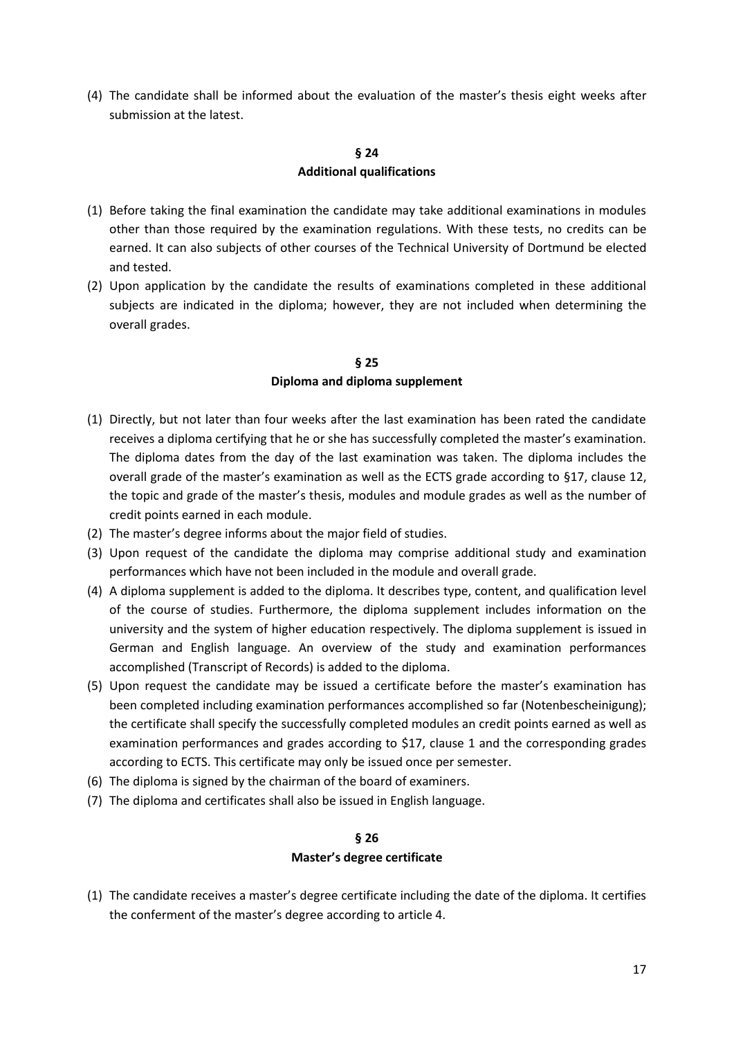(4) The candidate shall be informed about the evaluation of the master's thesis eight weeks after submission at the latest.

## § 24
## Additional qualifications

(1) Before taking the final examination the candidate may take additional examinations in modules other than those required by the examination regulations. With these tests, no credits can be earned. It can also subjects of other courses of the Technical University of Dortmund be elected and tested.

(2) Upon application by the candidate the results of examinations completed in these additional subjects are indicated in the diploma; however, they are not included when determining the overall grades.

## § 25
## Diploma and diploma supplement

(1) Directly, but not later than four weeks after the last examination has been rated the candidate receives a diploma certifying that he or she has successfully completed the master's examination. The diploma dates from the day of the last examination was taken. The diploma includes the overall grade of the master's examination as well as the ECTS grade according to §17, clause 12, the topic and grade of the master's thesis, modules and module grades as well as the number of credit points earned in each module.

(2) The master's degree informs about the major field of studies.

(3) Upon request of the candidate the diploma may comprise additional study and examination performances which have not been included in the module and overall grade.

(4) A diploma supplement is added to the diploma. It describes type, content, and qualification level of the course of studies. Furthermore, the diploma supplement includes information on the university and the system of higher education respectively. The diploma supplement is issued in German and English language. An overview of the study and examination performances accomplished (Transcript of Records) is added to the diploma.

(5) Upon request the candidate may be issued a certificate before the master's examination has been completed including examination performances accomplished so far (Notenbescheinigung); the certificate shall specify the successfully completed modules an credit points earned as well as examination performances and grades according to $17, clause 1 and the corresponding grades according to ECTS. This certificate may only be issued once per semester.

(6) The diploma is signed by the chairman of the board of examiners.

(7) The diploma and certificates shall also be issued in English language.

## § 26
## Master's degree certificate

(1) The candidate receives a master's degree certificate including the date of the diploma. It certifies the conferment of the master's degree according to article 4.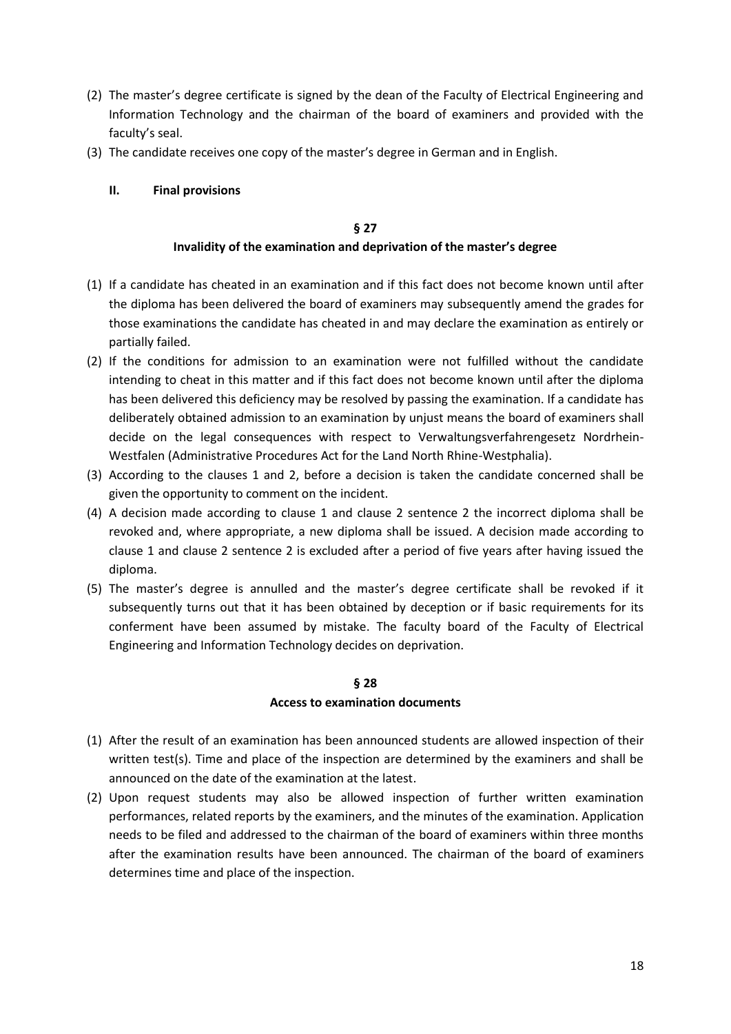(2) The master's degree certificate is signed by the dean of the Faculty of Electrical Engineering and Information Technology and the chairman of the board of examiners and provided with the faculty's seal.

(3) The candidate receives one copy of the master's degree in German and in English.

## II. Final provisions

### § 27
### Invalidity of the examination and deprivation of the master's degree

(1) If a candidate has cheated in an examination and if this fact does not become known until after the diploma has been delivered the board of examiners may subsequently amend the grades for those examinations the candidate has cheated in and may declare the examination as entirely or partially failed.

(2) If the conditions for admission to an examination were not fulfilled without the candidate intending to cheat in this matter and if this fact does not become known until after the diploma has been delivered this deficiency may be resolved by passing the examination. If a candidate has deliberately obtained admission to an examination by unjust means the board of examiners shall decide on the legal consequences with respect to Verwaltungsverfahrengesetz Nordrhein-Westfalen (Administrative Procedures Act for the Land North Rhine-Westphalia).

(3) According to the clauses 1 and 2, before a decision is taken the candidate concerned shall be given the opportunity to comment on the incident.

(4) A decision made according to clause 1 and clause 2 sentence 2 the incorrect diploma shall be revoked and, where appropriate, a new diploma shall be issued. A decision made according to clause 1 and clause 2 sentence 2 is excluded after a period of five years after having issued the diploma.

(5) The master's degree is annulled and the master's degree certificate shall be revoked if it subsequently turns out that it has been obtained by deception or if basic requirements for its conferment have been assumed by mistake. The faculty board of the Faculty of Electrical Engineering and Information Technology decides on deprivation.

### § 28
### Access to examination documents

(1) After the result of an examination has been announced students are allowed inspection of their written test(s). Time and place of the inspection are determined by the examiners and shall be announced on the date of the examination at the latest.

(2) Upon request students may also be allowed inspection of further written examination performances, related reports by the examiners, and the minutes of the examination. Application needs to be filed and addressed to the chairman of the board of examiners within three months after the examination results have been announced. The chairman of the board of examiners determines time and place of the inspection.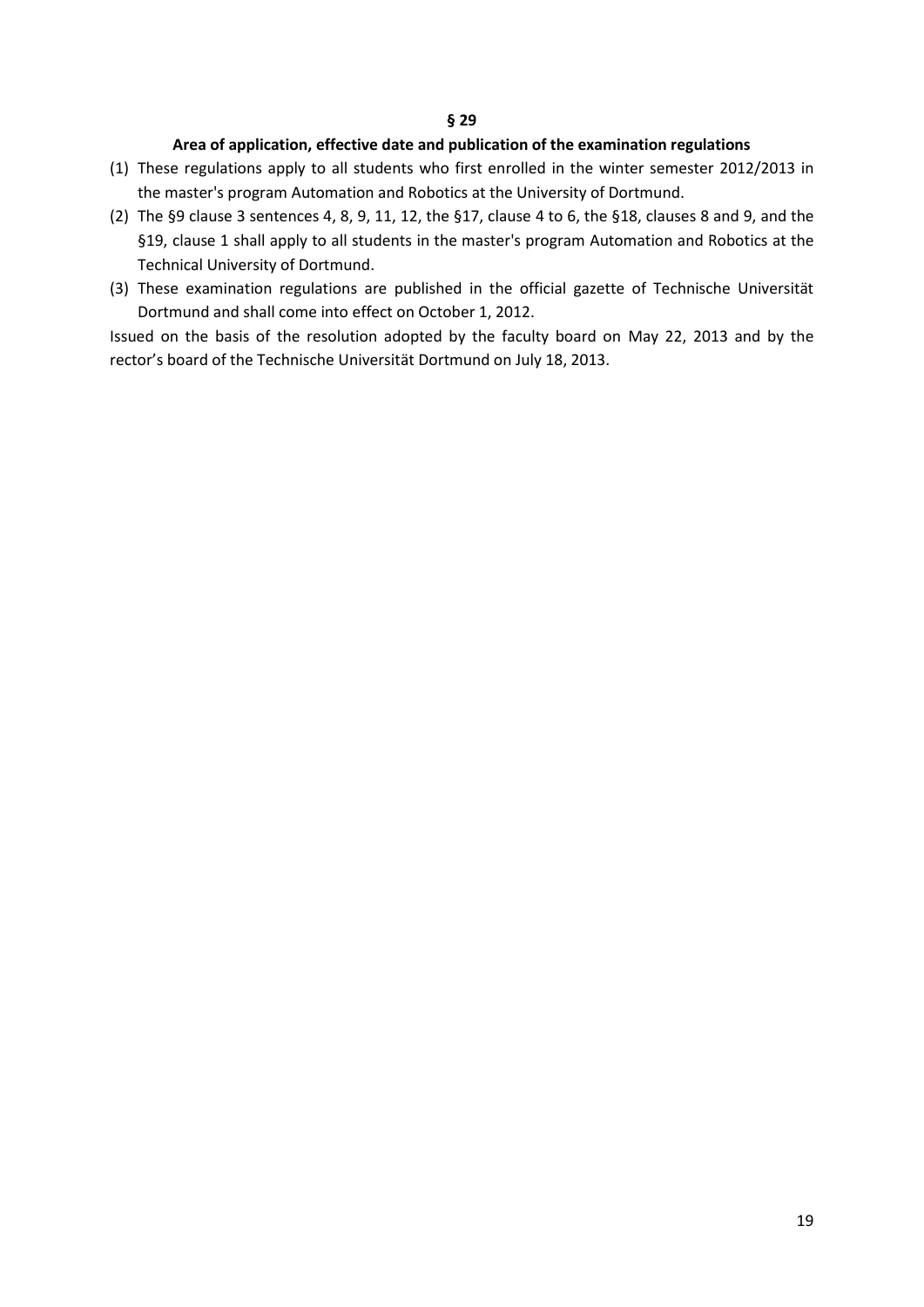## § 29

### Area of application, effective date and publication of the examination regulations

(1) These regulations apply to all students who first enrolled in the winter semester 2012/2013 in the master's program Automation and Robotics at the University of Dortmund.

(2) The §9 clause 3 sentences 4, 8, 9, 11, 12, the §17, clause 4 to 6, the §18, clauses 8 and 9, and the §19, clause 1 shall apply to all students in the master's program Automation and Robotics at the Technical University of Dortmund.

(3) These examination regulations are published in the official gazette of Technische Universität Dortmund and shall come into effect on October 1, 2012.

Issued on the basis of the resolution adopted by the faculty board on May 22, 2013 and by the rector's board of the Technische Universität Dortmund on July 18, 2013.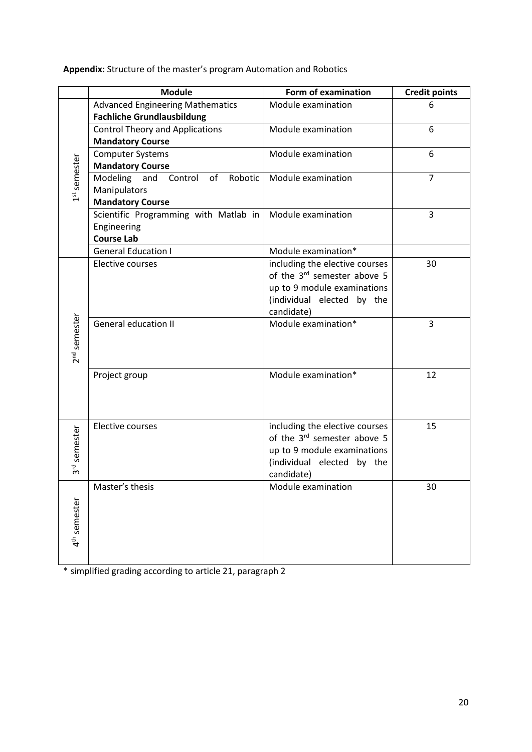**Appendix:** Structure of the master's program Automation and Robotics

| | Module | Form of examination | Credit points |
|---|---|---|---|
| 1st semester | Advanced Engineering Mathematics **Fachliche Grundlausbildung** | Module examination | 6 |
| | Control Theory and Applications **Mandatory Course** | Module examination | 6 |
| | Computer Systems **Mandatory Course** | Module examination | 6 |
| | Modeling and Control of Robotic Manipulators **Mandatory Course** | Module examination | 7 |
| | Scientific Programming with Matlab in Engineering **Course Lab** | Module examination | 3 |
| | General Education I | Module examination* | |
| 2nd semester | Elective courses | including the elective courses of the 3rd semester above 5 up to 9 module examinations (individual elected by the candidate) | 30 |
| | General education II | Module examination* | 3 |
| | Project group | Module examination* | 12 |
| 3rd semester | Elective courses | including the elective courses of the 3rd semester above 5 up to 9 module examinations (individual elected by the candidate) | 15 |
| 4th semester | Master's thesis | Module examination | 30 |

* simplified grading according to article 21, paragraph 2